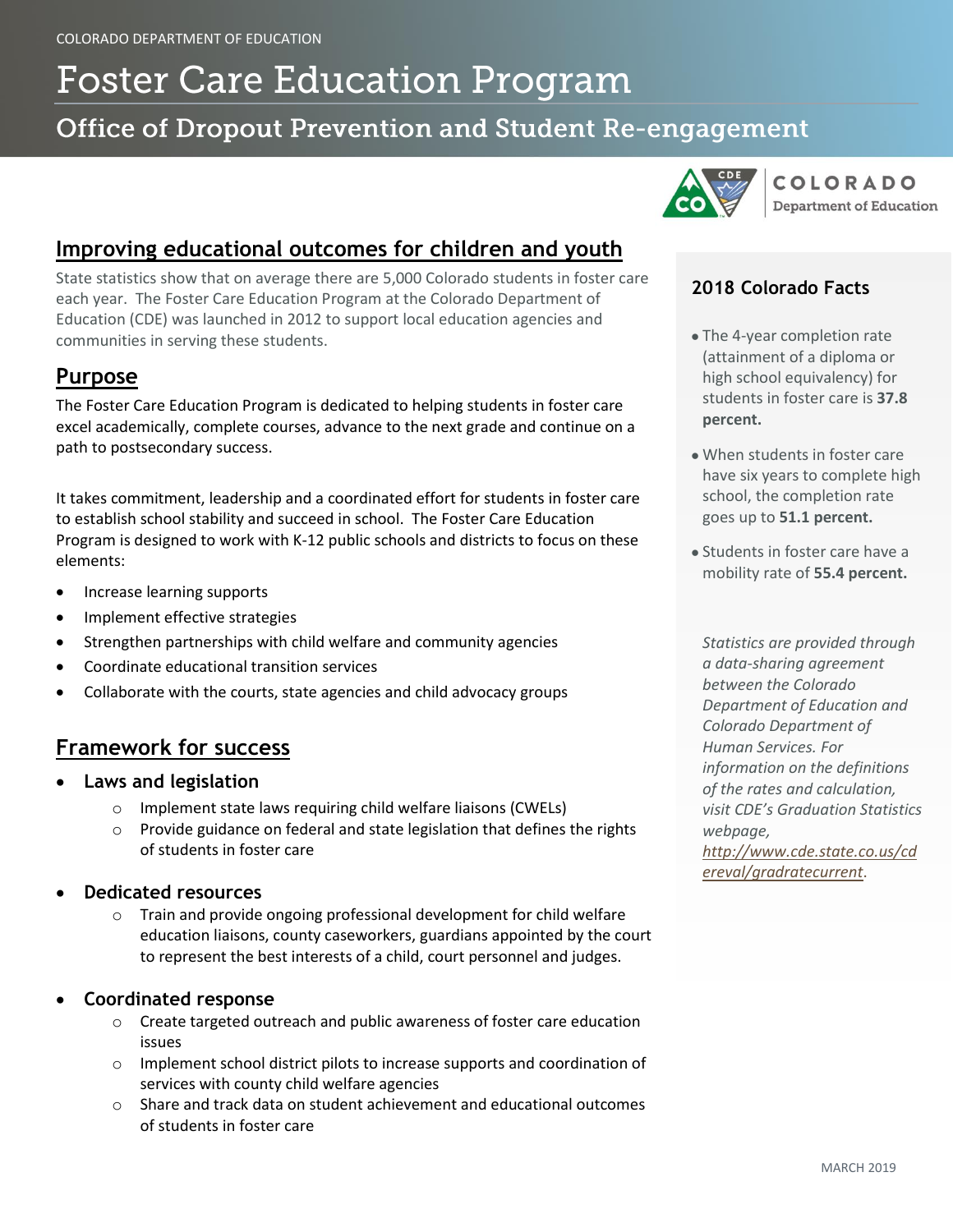COLORADO DEPARTMENT OF EDUCATION

# Foster Care Education Program

## Office of Dropout Prevention and Student Re-engagement

## Improving educational outcomes for children and youth

State statistics show that on average there are 5,000 Colorado students in foster care each year. The Foster Care Education Program at the Colorado Department of Education (CDE) was launched in 2012 to support local education agencies and communities in serving these students.

## Purpose

The Foster Care Education Program is dedicated to helping students in foster care excel academically, complete courses, advance to the next grade and continue on a path to postsecondary success.

It takes commitment, leadership and a coordinated effort for students in foster care to establish school stability and succeed in school. The Foster Care Education Program is designed to work with K-12 public schools and districts to focus on these elements:

- Increase learning supports
- Implement effective strategies
- Strengthen partnerships with child welfare and community agencies
- Coordinate educational transition services
- Collaborate with the courts, state agencies and child advocacy groups

## Framework for success

- **Laws and legislation**
  - Implement state laws requiring child welfare liaisons (CWELs)
  - Provide guidance on federal and state legislation that defines the rights of students in foster care
- **Dedicated resources**
  - Train and provide ongoing professional development for child welfare education liaisons, county caseworkers, guardians appointed by the court to represent the best interests of a child, court personnel and judges.
- **Coordinated response**
  - Create targeted outreach and public awareness of foster care education issues
  - Implement school district pilots to increase supports and coordination of services with county child welfare agencies
  - Share and track data on student achievement and educational outcomes of students in foster care

### 2018 Colorado Facts

- The 4-year completion rate (attainment of a diploma or high school equivalency) for students in foster care is **37.8 percent.**
- When students in foster care have six years to complete high school, the completion rate goes up to **51.1 percent.**
- Students in foster care have a mobility rate of **55.4 percent.**

*Statistics are provided through a data-sharing agreement between the Colorado Department of Education and Colorado Department of Human Services. For information on the definitions of the rates and calculation, visit CDE's Graduation Statistics webpage, http://www.cde.state.co.us/cdereval/gradratecurrent.*

MARCH 2019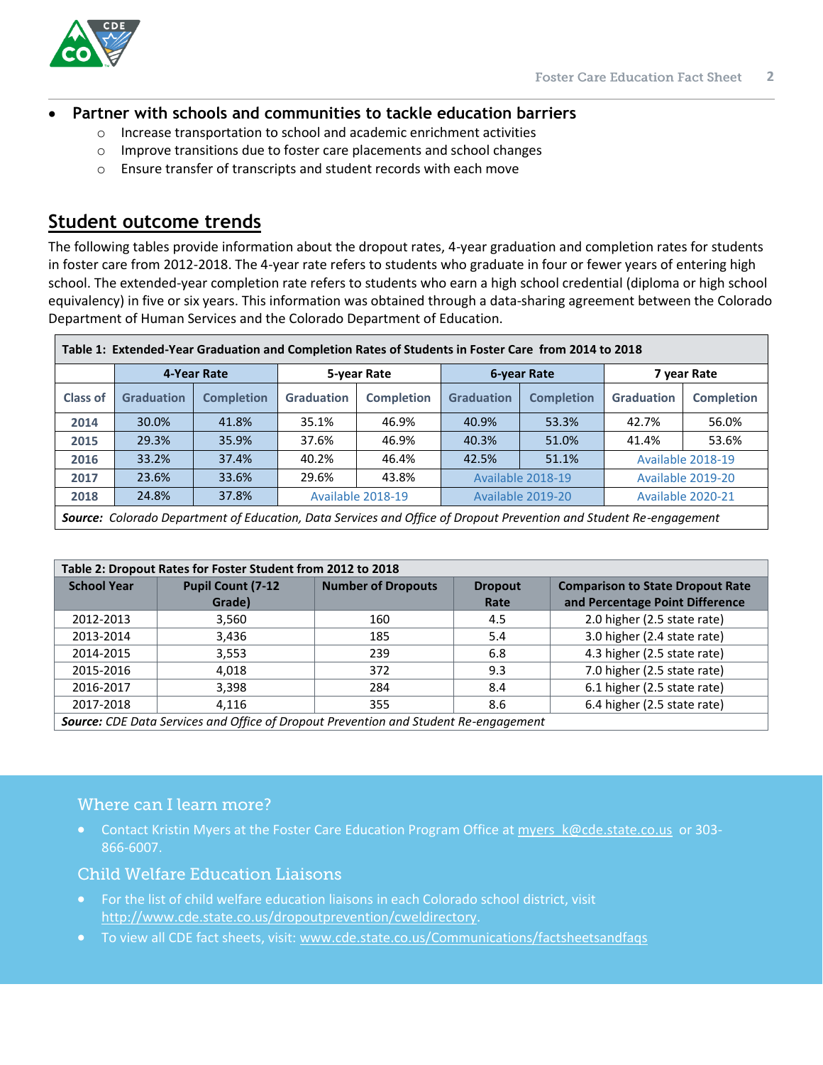- **Partner with schools and communities to tackle education barriers**
  - Increase transportation to school and academic enrichment activities
  - Improve transitions due to foster care placements and school changes
  - Ensure transfer of transcripts and student records with each move

## Student outcome trends

The following tables provide information about the dropout rates, 4-year graduation and completion rates for students in foster care from 2012-2018. The 4-year rate refers to students who graduate in four or fewer years of entering high school. The extended-year completion rate refers to students who earn a high school credential (diploma or high school equivalency) in five or six years. This information was obtained through a data-sharing agreement between the Colorado Department of Human Services and the Colorado Department of Education.

**Table 1: Extended-Year Graduation and Completion Rates of Students in Foster Care from 2014 to 2018**

| | 4-Year Rate | | 5-year Rate | | 6-year Rate | | 7 year Rate | |
|---|---|---|---|---|---|---|---|---|
| Class of | Graduation | Completion | Graduation | Completion | Graduation | Completion | Graduation | Completion |
| 2014 | 30.0% | 41.8% | 35.1% | 46.9% | 40.9% | 53.3% | 42.7% | 56.0% |
| 2015 | 29.3% | 35.9% | 37.6% | 46.9% | 40.3% | 51.0% | 41.4% | 53.6% |
| 2016 | 33.2% | 37.4% | 40.2% | 46.4% | 42.5% | 51.1% | Available 2018-19 | |
| 2017 | 23.6% | 33.6% | 29.6% | 43.8% | Available 2018-19 | | Available 2019-20 | |
| 2018 | 24.8% | 37.8% | Available 2018-19 | | Available 2019-20 | | Available 2020-21 | |

***Source:*** *Colorado Department of Education, Data Services and Office of Dropout Prevention and Student Re-engagement*

**Table 2: Dropout Rates for Foster Student from 2012 to 2018**

| School Year | Pupil Count (7-12 Grade) | Number of Dropouts | Dropout Rate | Comparison to State Dropout Rate and Percentage Point Difference |
|---|---|---|---|---|
| 2012-2013 | 3,560 | 160 | 4.5 | 2.0 higher (2.5 state rate) |
| 2013-2014 | 3,436 | 185 | 5.4 | 3.0 higher (2.4 state rate) |
| 2014-2015 | 3,553 | 239 | 6.8 | 4.3 higher (2.5 state rate) |
| 2015-2016 | 4,018 | 372 | 9.3 | 7.0 higher (2.5 state rate) |
| 2016-2017 | 3,398 | 284 | 8.4 | 6.1 higher (2.5 state rate) |
| 2017-2018 | 4,116 | 355 | 8.6 | 6.4 higher (2.5 state rate) |

***Source:*** *CDE Data Services and Office of Dropout Prevention and Student Re-engagement*

### Where can I learn more?

- Contact Kristin Myers at the Foster Care Education Program Office at myers_k@cde.state.co.us or 303-866-6007.

### Child Welfare Education Liaisons

- For the list of child welfare education liaisons in each Colorado school district, visit http://www.cde.state.co.us/dropoutprevention/cweldirectory.
- To view all CDE fact sheets, visit: www.cde.state.co.us/Communications/factsheetsandfaqs